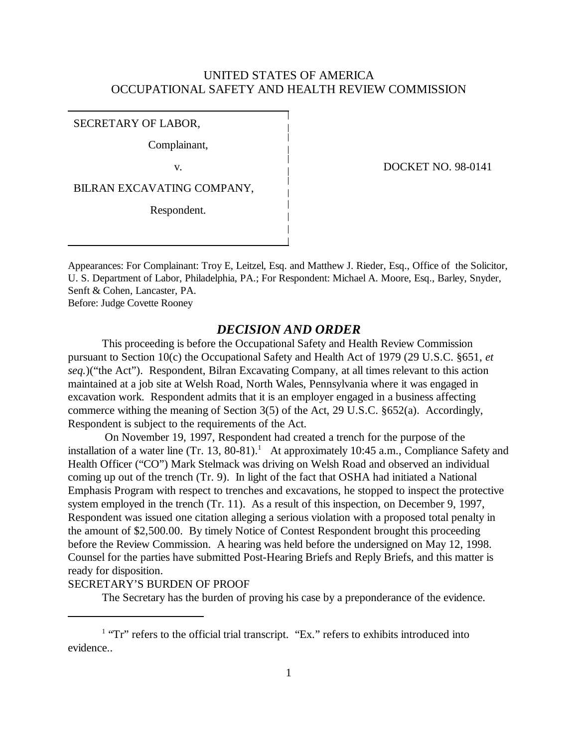UNITED STATES OF AMERICA
OCCUPATIONAL SAFETY AND HEALTH REVIEW COMMISSION

SECRETARY OF LABOR,

Complainant,

v.

BILRAN EXCAVATING COMPANY,

Respondent.

DOCKET NO. 98-0141

Appearances: For Complainant: Troy E, Leitzel, Esq. and Matthew J. Rieder, Esq., Office of the Solicitor, U. S. Department of Labor, Philadelphia, PA.; For Respondent: Michael A. Moore, Esq., Barley, Snyder, Senft & Cohen, Lancaster, PA.
Before: Judge Covette Rooney

## *DECISION AND ORDER*

This proceeding is before the Occupational Safety and Health Review Commission pursuant to Section 10(c) the Occupational Safety and Health Act of 1979 (29 U.S.C. §651, *et seq.*)("the Act"). Respondent, Bilran Excavating Company, at all times relevant to this action maintained at a job site at Welsh Road, North Wales, Pennsylvania where it was engaged in excavation work. Respondent admits that it is an employer engaged in a business affecting commerce withing the meaning of Section 3(5) of the Act, 29 U.S.C. §652(a). Accordingly, Respondent is subject to the requirements of the Act.

On November 19, 1997, Respondent had created a trench for the purpose of the installation of a water line (Tr. 13, 80-81).[1] At approximately 10:45 a.m., Compliance Safety and Health Officer ("CO") Mark Stelmack was driving on Welsh Road and observed an individual coming up out of the trench (Tr. 9). In light of the fact that OSHA had initiated a National Emphasis Program with respect to trenches and excavations, he stopped to inspect the protective system employed in the trench (Tr. 11). As a result of this inspection, on December 9, 1997, Respondent was issued one citation alleging a serious violation with a proposed total penalty in the amount of $2,500.00. By timely Notice of Contest Respondent brought this proceeding before the Review Commission. A hearing was held before the undersigned on May 12, 1998. Counsel for the parties have submitted Post-Hearing Briefs and Reply Briefs, and this matter is ready for disposition.

SECRETARY'S BURDEN OF PROOF

The Secretary has the burden of proving his case by a preponderance of the evidence.

[1] "Tr" refers to the official trial transcript. "Ex." refers to exhibits introduced into evidence..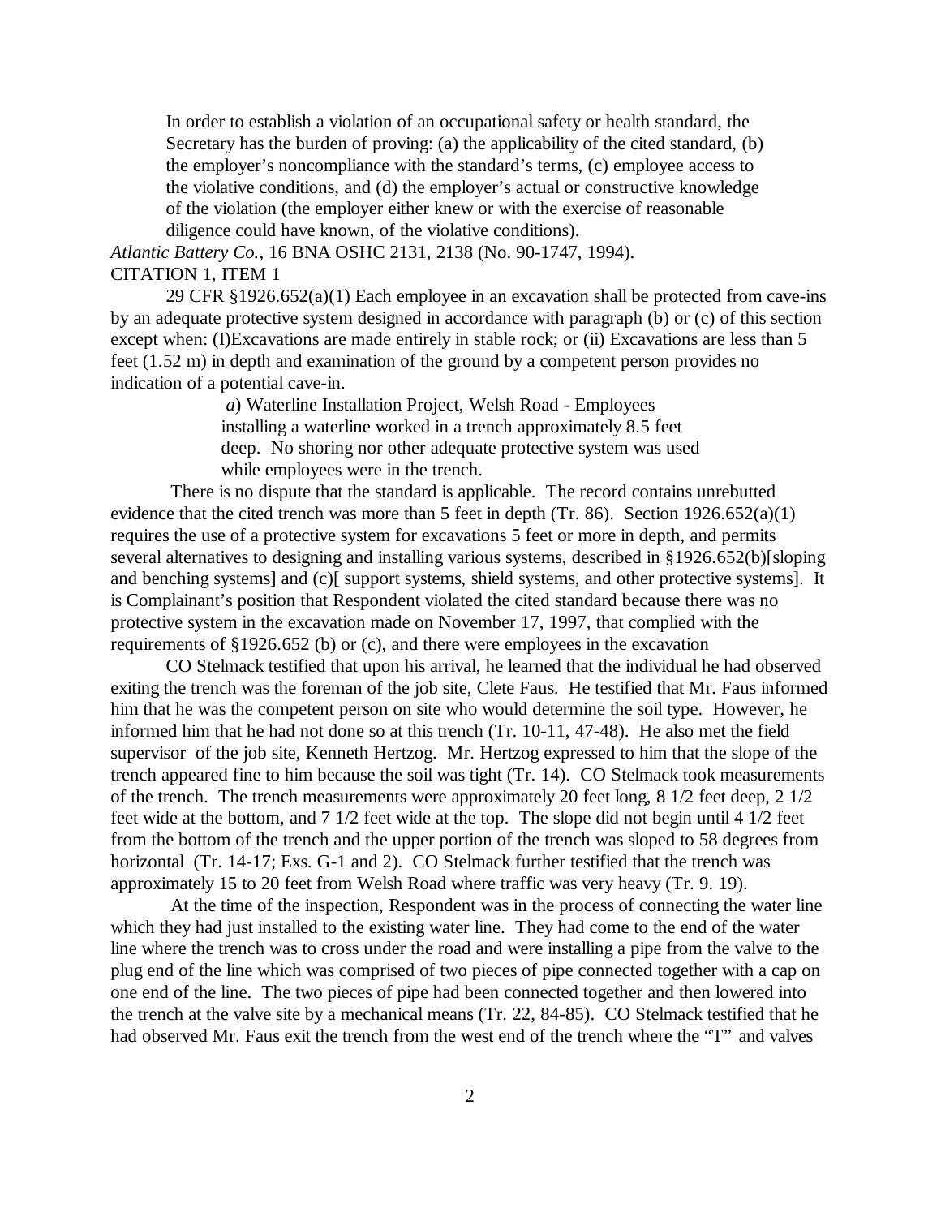> In order to establish a violation of an occupational safety or health standard, the Secretary has the burden of proving: (a) the applicability of the cited standard, (b) the employer's noncompliance with the standard's terms, (c) employee access to the violative conditions, and (d) the employer's actual or constructive knowledge of the violation (the employer either knew or with the exercise of reasonable diligence could have known, of the violative conditions).

*Atlantic Battery Co.*, 16 BNA OSHC 2131, 2138 (No. 90-1747, 1994).

CITATION 1, ITEM 1

29 CFR §1926.652(a)(1) Each employee in an excavation shall be protected from cave-ins by an adequate protective system designed in accordance with paragraph (b) or (c) of this section except when: (I)Excavations are made entirely in stable rock; or (ii) Excavations are less than 5 feet (1.52 m) in depth and examination of the ground by a competent person provides no indication of a potential cave-in.

> *a*) Waterline Installation Project, Welsh Road - Employees installing a waterline worked in a trench approximately 8.5 feet deep. No shoring nor other adequate protective system was used while employees were in the trench.

There is no dispute that the standard is applicable. The record contains unrebutted evidence that the cited trench was more than 5 feet in depth (Tr. 86). Section 1926.652(a)(1) requires the use of a protective system for excavations 5 feet or more in depth, and permits several alternatives to designing and installing various systems, described in §1926.652(b)[sloping and benching systems] and (c)[ support systems, shield systems, and other protective systems]. It is Complainant's position that Respondent violated the cited standard because there was no protective system in the excavation made on November 17, 1997, that complied with the requirements of §1926.652 (b) or (c), and there were employees in the excavation

CO Stelmack testified that upon his arrival, he learned that the individual he had observed exiting the trench was the foreman of the job site, Clete Faus. He testified that Mr. Faus informed him that he was the competent person on site who would determine the soil type. However, he informed him that he had not done so at this trench (Tr. 10-11, 47-48). He also met the field supervisor of the job site, Kenneth Hertzog. Mr. Hertzog expressed to him that the slope of the trench appeared fine to him because the soil was tight (Tr. 14). CO Stelmack took measurements of the trench. The trench measurements were approximately 20 feet long, 8 1/2 feet deep, 2 1/2 feet wide at the bottom, and 7 1/2 feet wide at the top. The slope did not begin until 4 1/2 feet from the bottom of the trench and the upper portion of the trench was sloped to 58 degrees from horizontal (Tr. 14-17; Exs. G-1 and 2). CO Stelmack further testified that the trench was approximately 15 to 20 feet from Welsh Road where traffic was very heavy (Tr. 9. 19).

At the time of the inspection, Respondent was in the process of connecting the water line which they had just installed to the existing water line. They had come to the end of the water line where the trench was to cross under the road and were installing a pipe from the valve to the plug end of the line which was comprised of two pieces of pipe connected together with a cap on one end of the line. The two pieces of pipe had been connected together and then lowered into the trench at the valve site by a mechanical means (Tr. 22, 84-85). CO Stelmack testified that he had observed Mr. Faus exit the trench from the west end of the trench where the "T" and valves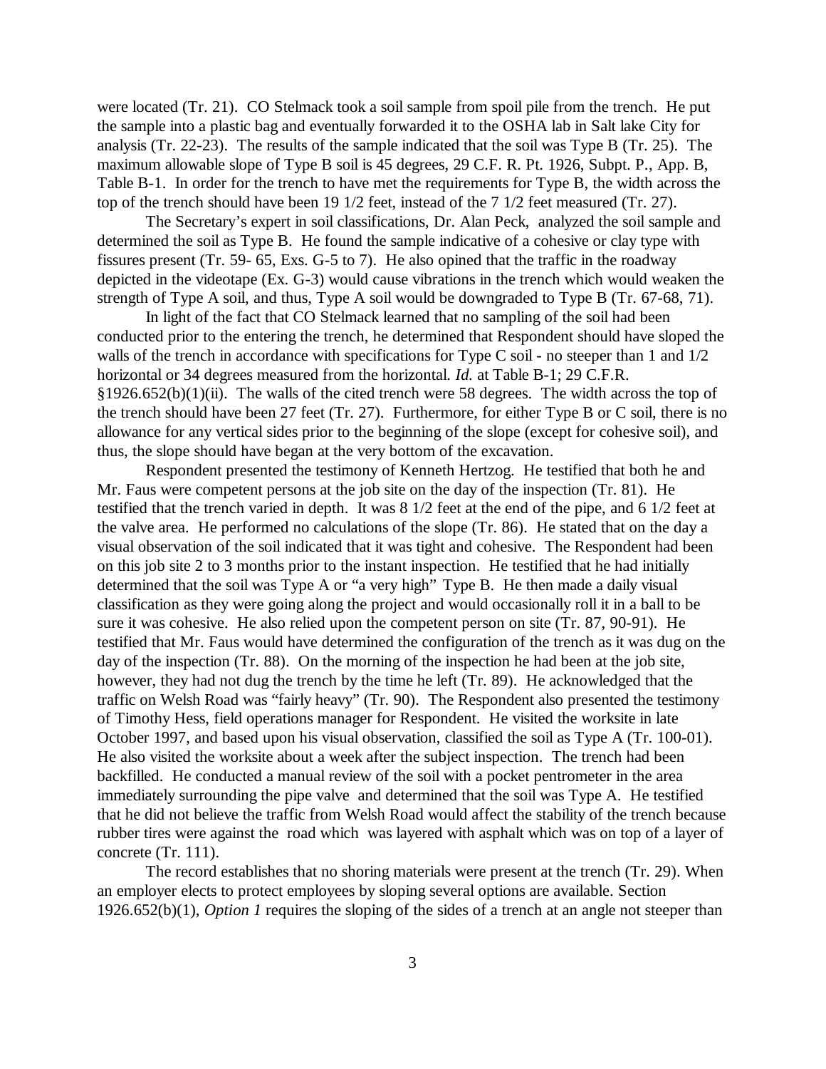were located (Tr. 21). CO Stelmack took a soil sample from spoil pile from the trench. He put the sample into a plastic bag and eventually forwarded it to the OSHA lab in Salt lake City for analysis (Tr. 22-23). The results of the sample indicated that the soil was Type B (Tr. 25). The maximum allowable slope of Type B soil is 45 degrees, 29 C.F. R. Pt. 1926, Subpt. P., App. B, Table B-1. In order for the trench to have met the requirements for Type B, the width across the top of the trench should have been 19 1/2 feet, instead of the 7 1/2 feet measured (Tr. 27).

The Secretary's expert in soil classifications, Dr. Alan Peck, analyzed the soil sample and determined the soil as Type B. He found the sample indicative of a cohesive or clay type with fissures present (Tr. 59- 65, Exs. G-5 to 7). He also opined that the traffic in the roadway depicted in the videotape (Ex. G-3) would cause vibrations in the trench which would weaken the strength of Type A soil, and thus, Type A soil would be downgraded to Type B (Tr. 67-68, 71).

In light of the fact that CO Stelmack learned that no sampling of the soil had been conducted prior to the entering the trench, he determined that Respondent should have sloped the walls of the trench in accordance with specifications for Type C soil - no steeper than 1 and 1/2 horizontal or 34 degrees measured from the horizontal. *Id.* at Table B-1; 29 C.F.R. §1926.652(b)(1)(ii). The walls of the cited trench were 58 degrees. The width across the top of the trench should have been 27 feet (Tr. 27). Furthermore, for either Type B or C soil, there is no allowance for any vertical sides prior to the beginning of the slope (except for cohesive soil), and thus, the slope should have began at the very bottom of the excavation.

Respondent presented the testimony of Kenneth Hertzog. He testified that both he and Mr. Faus were competent persons at the job site on the day of the inspection (Tr. 81). He testified that the trench varied in depth. It was 8 1/2 feet at the end of the pipe, and 6 1/2 feet at the valve area. He performed no calculations of the slope (Tr. 86). He stated that on the day a visual observation of the soil indicated that it was tight and cohesive. The Respondent had been on this job site 2 to 3 months prior to the instant inspection. He testified that he had initially determined that the soil was Type A or "a very high" Type B. He then made a daily visual classification as they were going along the project and would occasionally roll it in a ball to be sure it was cohesive. He also relied upon the competent person on site (Tr. 87, 90-91). He testified that Mr. Faus would have determined the configuration of the trench as it was dug on the day of the inspection (Tr. 88). On the morning of the inspection he had been at the job site, however, they had not dug the trench by the time he left (Tr. 89). He acknowledged that the traffic on Welsh Road was "fairly heavy" (Tr. 90). The Respondent also presented the testimony of Timothy Hess, field operations manager for Respondent. He visited the worksite in late October 1997, and based upon his visual observation, classified the soil as Type A (Tr. 100-01). He also visited the worksite about a week after the subject inspection. The trench had been backfilled. He conducted a manual review of the soil with a pocket pentrometer in the area immediately surrounding the pipe valve and determined that the soil was Type A. He testified that he did not believe the traffic from Welsh Road would affect the stability of the trench because rubber tires were against the road which was layered with asphalt which was on top of a layer of concrete (Tr. 111).

The record establishes that no shoring materials were present at the trench (Tr. 29). When an employer elects to protect employees by sloping several options are available. Section 1926.652(b)(1), *Option 1* requires the sloping of the sides of a trench at an angle not steeper than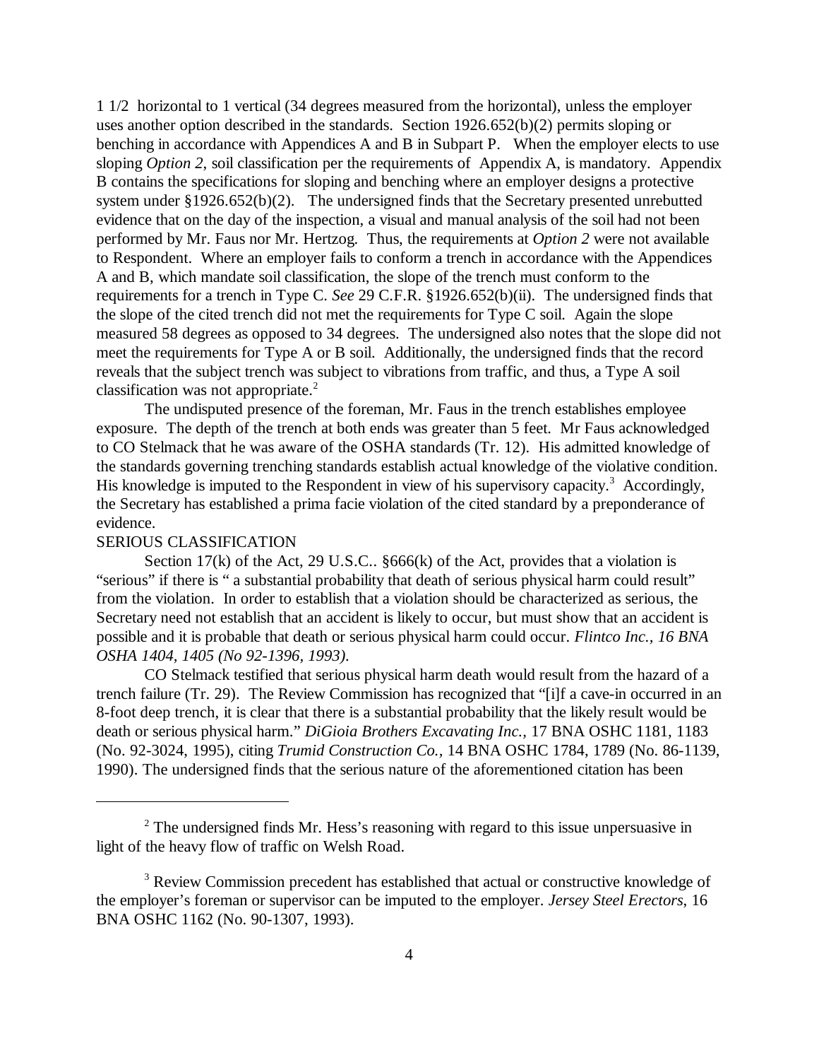1 1/2 horizontal to 1 vertical (34 degrees measured from the horizontal), unless the employer uses another option described in the standards. Section 1926.652(b)(2) permits sloping or benching in accordance with Appendices A and B in Subpart P. When the employer elects to use sloping *Option 2*, soil classification per the requirements of Appendix A, is mandatory. Appendix B contains the specifications for sloping and benching where an employer designs a protective system under §1926.652(b)(2). The undersigned finds that the Secretary presented unrebutted evidence that on the day of the inspection, a visual and manual analysis of the soil had not been performed by Mr. Faus nor Mr. Hertzog. Thus, the requirements at *Option 2* were not available to Respondent. Where an employer fails to conform a trench in accordance with the Appendices A and B, which mandate soil classification, the slope of the trench must conform to the requirements for a trench in Type C. *See* 29 C.F.R. §1926.652(b)(ii). The undersigned finds that the slope of the cited trench did not met the requirements for Type C soil. Again the slope measured 58 degrees as opposed to 34 degrees. The undersigned also notes that the slope did not meet the requirements for Type A or B soil. Additionally, the undersigned finds that the record reveals that the subject trench was subject to vibrations from traffic, and thus, a Type A soil classification was not appropriate.[2]

The undisputed presence of the foreman, Mr. Faus in the trench establishes employee exposure. The depth of the trench at both ends was greater than 5 feet. Mr Faus acknowledged to CO Stelmack that he was aware of the OSHA standards (Tr. 12). His admitted knowledge of the standards governing trenching standards establish actual knowledge of the violative condition. His knowledge is imputed to the Respondent in view of his supervisory capacity.[3] Accordingly, the Secretary has established a prima facie violation of the cited standard by a preponderance of evidence.

SERIOUS CLASSIFICATION

Section 17(k) of the Act, 29 U.S.C.. §666(k) of the Act, provides that a violation is "serious" if there is " a substantial probability that death of serious physical harm could result" from the violation. In order to establish that a violation should be characterized as serious, the Secretary need not establish that an accident is likely to occur, but must show that an accident is possible and it is probable that death or serious physical harm could occur. *Flintco Inc., 16 BNA OSHA 1404, 1405 (No 92-1396, 1993)*.

CO Stelmack testified that serious physical harm death would result from the hazard of a trench failure (Tr. 29). The Review Commission has recognized that "[i]f a cave-in occurred in an 8-foot deep trench, it is clear that there is a substantial probability that the likely result would be death or serious physical harm." *DiGioia Brothers Excavating Inc.*, 17 BNA OSHC 1181, 1183 (No. 92-3024, 1995), citing *Trumid Construction Co.*, 14 BNA OSHC 1784, 1789 (No. 86-1139, 1990). The undersigned finds that the serious nature of the aforementioned citation has been

---

[2] The undersigned finds Mr. Hess's reasoning with regard to this issue unpersuasive in light of the heavy flow of traffic on Welsh Road.

[3] Review Commission precedent has established that actual or constructive knowledge of the employer's foreman or supervisor can be imputed to the employer. *Jersey Steel Erectors*, 16 BNA OSHC 1162 (No. 90-1307, 1993).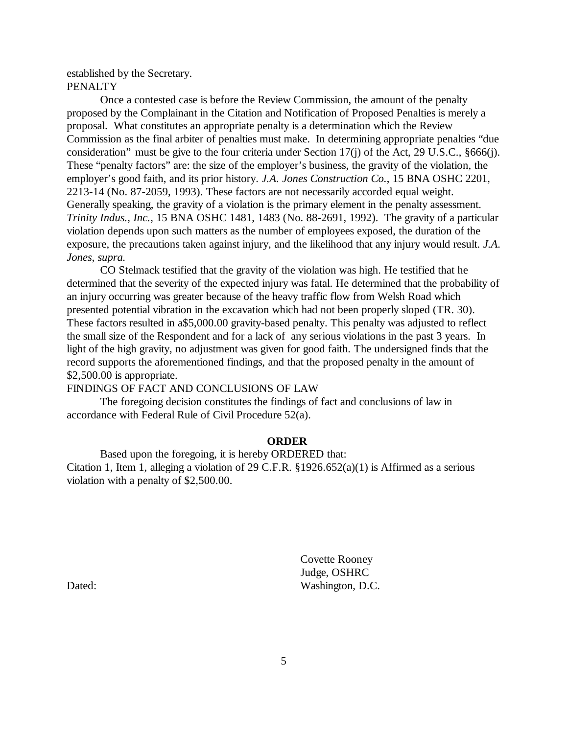established by the Secretary.

PENALTY

Once a contested case is before the Review Commission, the amount of the penalty proposed by the Complainant in the Citation and Notification of Proposed Penalties is merely a proposal. What constitutes an appropriate penalty is a determination which the Review Commission as the final arbiter of penalties must make. In determining appropriate penalties "due consideration" must be give to the four criteria under Section 17(j) of the Act, 29 U.S.C., §666(j). These "penalty factors" are: the size of the employer's business, the gravity of the violation, the employer's good faith, and its prior history. *J.A. Jones Construction Co.*, 15 BNA OSHC 2201, 2213-14 (No. 87-2059, 1993). These factors are not necessarily accorded equal weight. Generally speaking, the gravity of a violation is the primary element in the penalty assessment. *Trinity Indus., Inc.,* 15 BNA OSHC 1481, 1483 (No. 88-2691, 1992). The gravity of a particular violation depends upon such matters as the number of employees exposed, the duration of the exposure, the precautions taken against injury, and the likelihood that any injury would result. *J.A. Jones, supra.*

CO Stelmack testified that the gravity of the violation was high. He testified that he determined that the severity of the expected injury was fatal. He determined that the probability of an injury occurring was greater because of the heavy traffic flow from Welsh Road which presented potential vibration in the excavation which had not been properly sloped (TR. 30). These factors resulted in a$5,000.00 gravity-based penalty. This penalty was adjusted to reflect the small size of the Respondent and for a lack of any serious violations in the past 3 years. In light of the high gravity, no adjustment was given for good faith. The undersigned finds that the record supports the aforementioned findings, and that the proposed penalty in the amount of $2,500.00 is appropriate.

FINDINGS OF FACT AND CONCLUSIONS OF LAW

The foregoing decision constitutes the findings of fact and conclusions of law in accordance with Federal Rule of Civil Procedure 52(a).

**ORDER**

Based upon the foregoing, it is hereby ORDERED that:

Citation 1, Item 1, alleging a violation of 29 C.F.R. §1926.652(a)(1) is Affirmed as a serious violation with a penalty of $2,500.00.

Covette Rooney
Judge, OSHRC

Dated: Washington, D.C.